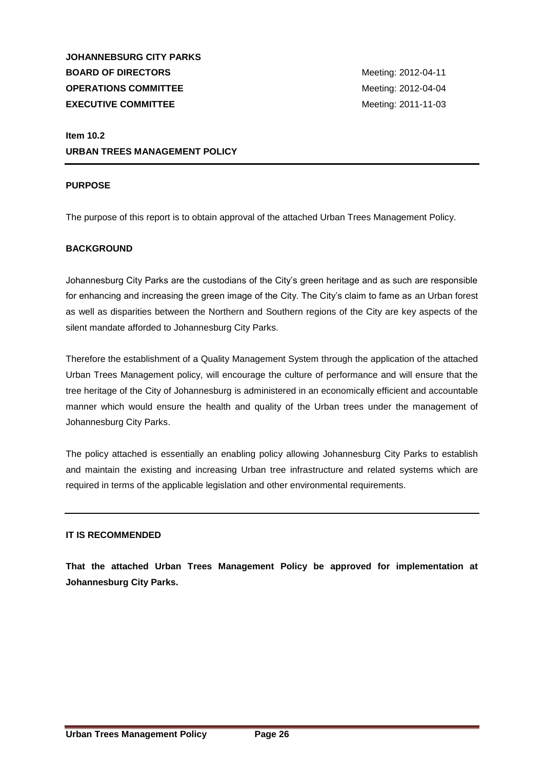**JOHANNESBURG CITY PARKS**

| | |
|---|---|
| **BOARD OF DIRECTORS** | Meeting: 2012-04-11 |
| **OPERATIONS COMMITTEE** | Meeting: 2012-04-04 |
| **EXECUTIVE COMMITTEE** | Meeting: 2011-11-03 |

**Item 10.2**

**URBAN TREES MANAGEMENT POLICY**

---

## PURPOSE

The purpose of this report is to obtain approval of the attached Urban Trees Management Policy.

## BACKGROUND

Johannesburg City Parks are the custodians of the City's green heritage and as such are responsible for enhancing and increasing the green image of the City. The City's claim to fame as an Urban forest as well as disparities between the Northern and Southern regions of the City are key aspects of the silent mandate afforded to Johannesburg City Parks.

Therefore the establishment of a Quality Management System through the application of the attached Urban Trees Management policy, will encourage the culture of performance and will ensure that the tree heritage of the City of Johannesburg is administered in an economically efficient and accountable manner which would ensure the health and quality of the Urban trees under the management of Johannesburg City Parks.

The policy attached is essentially an enabling policy allowing Johannesburg City Parks to establish and maintain the existing and increasing Urban tree infrastructure and related systems which are required in terms of the applicable legislation and other environmental requirements.

---

## IT IS RECOMMENDED

**That the attached Urban Trees Management Policy be approved for implementation at Johannesburg City Parks.**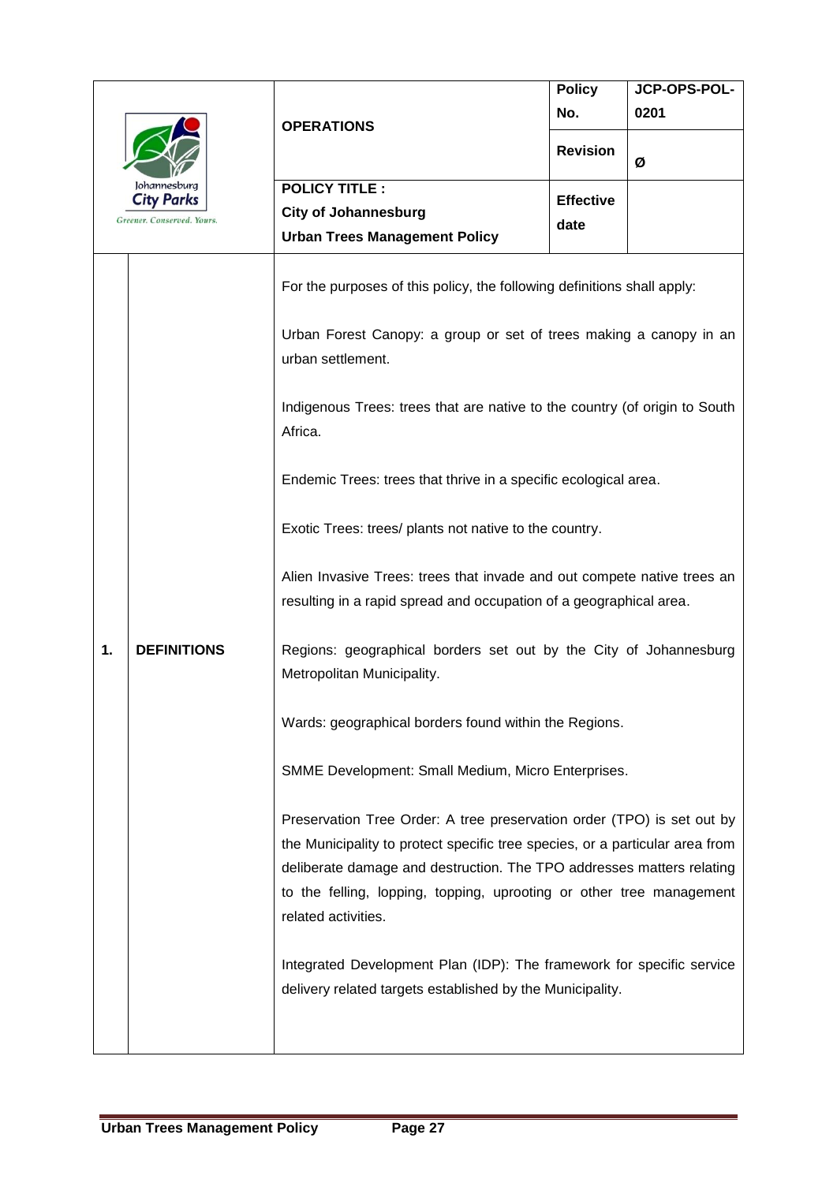| | OPERATIONS | Policy No. | JCP-OPS-POL-0201 |
|---|---|---|---|
| Johannesburg City Parks Greener. Conserved. Yours. | | Revision | Ø |
| | **POLICY TITLE : City of Johannesburg Urban Trees Management Policy** | Effective date | |

**1. DEFINITIONS**

For the purposes of this policy, the following definitions shall apply:

Urban Forest Canopy: a group or set of trees making a canopy in an urban settlement.

Indigenous Trees: trees that are native to the country (of origin to South Africa.

Endemic Trees: trees that thrive in a specific ecological area.

Exotic Trees: trees/ plants not native to the country.

Alien Invasive Trees: trees that invade and out compete native trees an resulting in a rapid spread and occupation of a geographical area.

Regions: geographical borders set out by the City of Johannesburg Metropolitan Municipality.

Wards: geographical borders found within the Regions.

SMME Development: Small Medium, Micro Enterprises.

Preservation Tree Order: A tree preservation order (TPO) is set out by the Municipality to protect specific tree species, or a particular area from deliberate damage and destruction. The TPO addresses matters relating to the felling, lopping, topping, uprooting or other tree management related activities.

Integrated Development Plan (IDP): The framework for specific service delivery related targets established by the Municipality.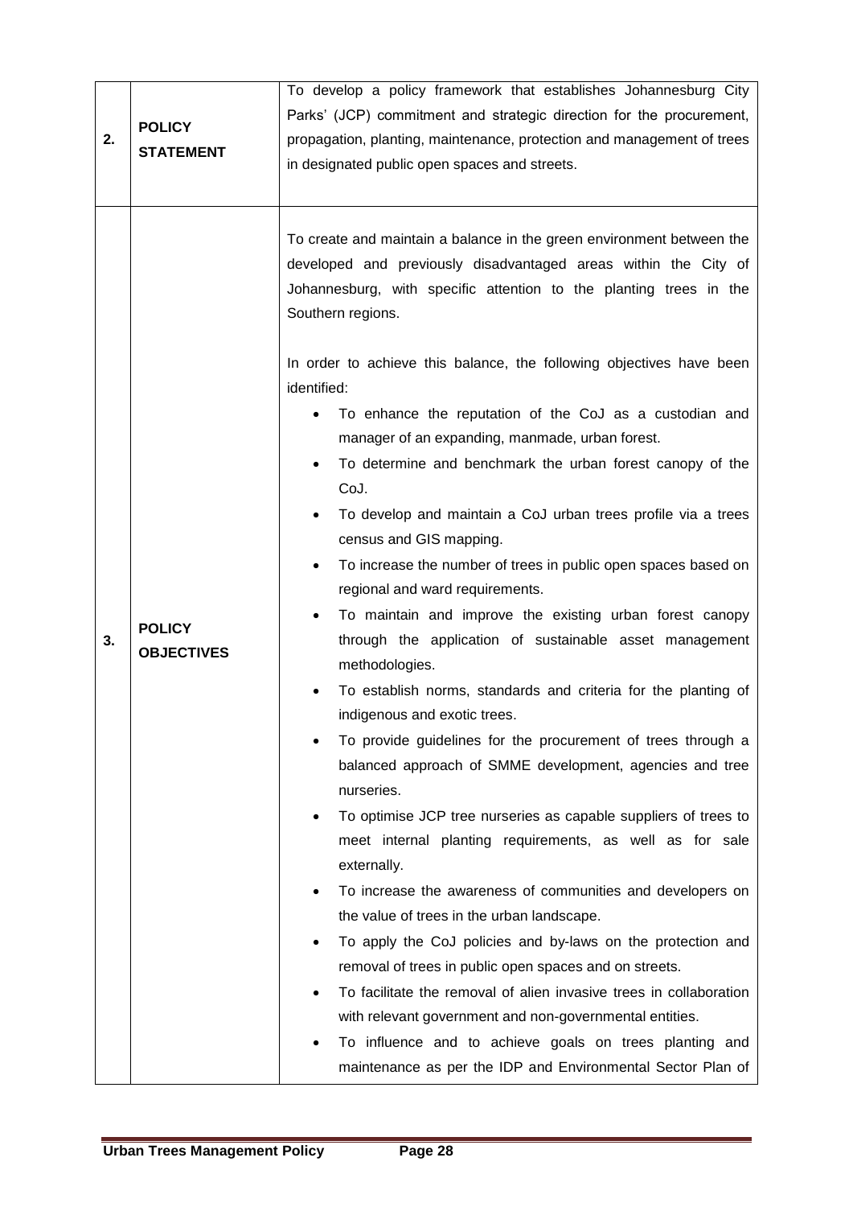| | | |
|---|---|---|
| 2. | **POLICY STATEMENT** | To develop a policy framework that establishes Johannesburg City Parks' (JCP) commitment and strategic direction for the procurement, propagation, planting, maintenance, protection and management of trees in designated public open spaces and streets. |
| 3. | **POLICY OBJECTIVES** | To create and maintain a balance in the green environment between the developed and previously disadvantaged areas within the City of Johannesburg, with specific attention to the planting trees in the Southern regions.<br><br>In order to achieve this balance, the following objectives have been identified:<br>• To enhance the reputation of the CoJ as a custodian and manager of an expanding, manmade, urban forest.<br>• To determine and benchmark the urban forest canopy of the CoJ.<br>• To develop and maintain a CoJ urban trees profile via a trees census and GIS mapping.<br>• To increase the number of trees in public open spaces based on regional and ward requirements.<br>• To maintain and improve the existing urban forest canopy through the application of sustainable asset management methodologies.<br>• To establish norms, standards and criteria for the planting of indigenous and exotic trees.<br>• To provide guidelines for the procurement of trees through a balanced approach of SMME development, agencies and tree nurseries.<br>• To optimise JCP tree nurseries as capable suppliers of trees to meet internal planting requirements, as well as for sale externally.<br>• To increase the awareness of communities and developers on the value of trees in the urban landscape.<br>• To apply the CoJ policies and by-laws on the protection and removal of trees in public open spaces and on streets.<br>• To facilitate the removal of alien invasive trees in collaboration with relevant government and non-governmental entities.<br>• To influence and to achieve goals on trees planting and maintenance as per the IDP and Environmental Sector Plan of |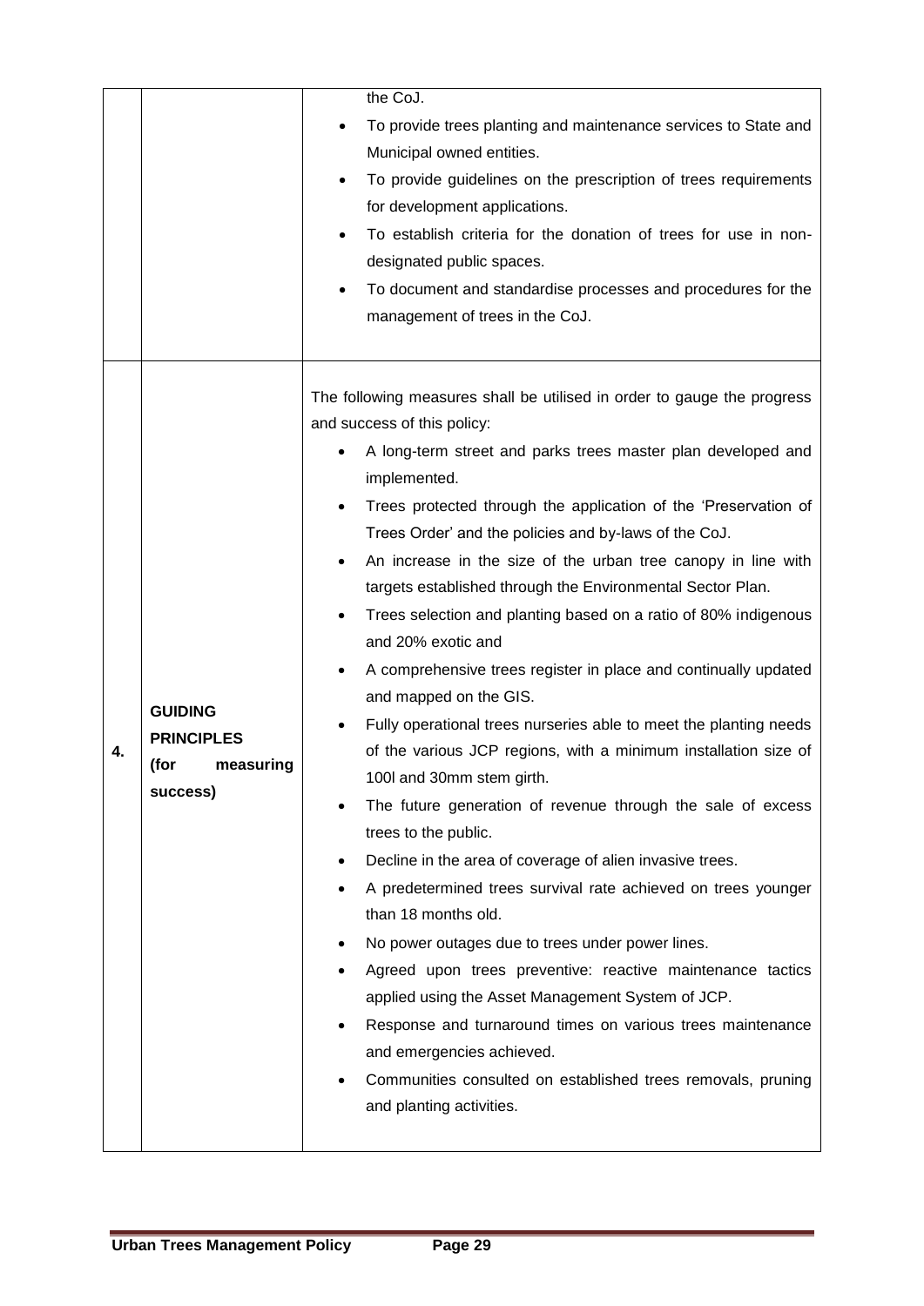| | | |
|---|---|---|
| | | the CoJ.<br>• To provide trees planting and maintenance services to State and Municipal owned entities.<br>• To provide guidelines on the prescription of trees requirements for development applications.<br>• To establish criteria for the donation of trees for use in non-designated public spaces.<br>• To document and standardise processes and procedures for the management of trees in the CoJ. |
| **4.** | **GUIDING PRINCIPLES (for measuring success)** | The following measures shall be utilised in order to gauge the progress and success of this policy:<br>• A long-term street and parks trees master plan developed and implemented.<br>• Trees protected through the application of the 'Preservation of Trees Order' and the policies and by-laws of the CoJ.<br>• An increase in the size of the urban tree canopy in line with targets established through the Environmental Sector Plan.<br>• Trees selection and planting based on a ratio of 80% indigenous and 20% exotic and<br>• A comprehensive trees register in place and continually updated and mapped on the GIS.<br>• Fully operational trees nurseries able to meet the planting needs of the various JCP regions, with a minimum installation size of 100l and 30mm stem girth.<br>• The future generation of revenue through the sale of excess trees to the public.<br>• Decline in the area of coverage of alien invasive trees.<br>• A predetermined trees survival rate achieved on trees younger than 18 months old.<br>• No power outages due to trees under power lines.<br>• Agreed upon trees preventive: reactive maintenance tactics applied using the Asset Management System of JCP.<br>• Response and turnaround times on various trees maintenance and emergencies achieved.<br>• Communities consulted on established trees removals, pruning and planting activities. |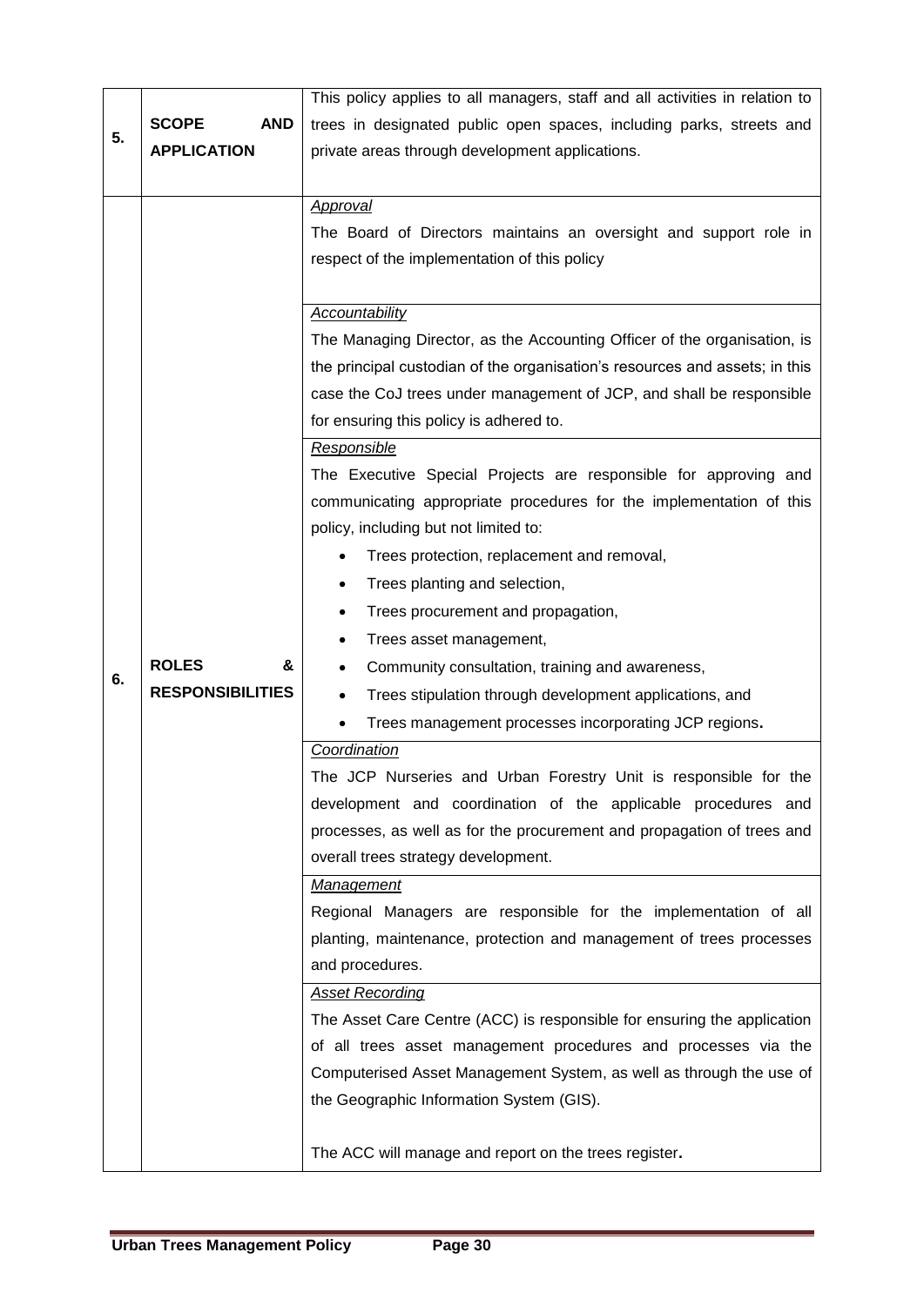| | | |
|---|---|---|
| **5.** | **SCOPE AND APPLICATION** | This policy applies to all managers, staff and all activities in relation to trees in designated public open spaces, including parks, streets and private areas through development applications. |
| **6.** | **ROLES & RESPONSIBILITIES** | *Approval*<br>The Board of Directors maintains an oversight and support role in respect of the implementation of this policy<br><br>*Accountability*<br>The Managing Director, as the Accounting Officer of the organisation, is the principal custodian of the organisation's resources and assets; in this case the CoJ trees under management of JCP, and shall be responsible for ensuring this policy is adhered to.<br><br>*Responsible*<br>The Executive Special Projects are responsible for approving and communicating appropriate procedures for the implementation of this policy, including but not limited to:<br>• Trees protection, replacement and removal,<br>• Trees planting and selection,<br>• Trees procurement and propagation,<br>• Trees asset management,<br>• Community consultation, training and awareness,<br>• Trees stipulation through development applications, and<br>• Trees management processes incorporating JCP regions.<br><br>*Coordination*<br>The JCP Nurseries and Urban Forestry Unit is responsible for the development and coordination of the applicable procedures and processes, as well as for the procurement and propagation of trees and overall trees strategy development.<br><br>*Management*<br>Regional Managers are responsible for the implementation of all planting, maintenance, protection and management of trees processes and procedures.<br><br>*Asset Recording*<br>The Asset Care Centre (ACC) is responsible for ensuring the application of all trees asset management procedures and processes via the Computerised Asset Management System, as well as through the use of the Geographic Information System (GIS).<br><br>The ACC will manage and report on the trees register. |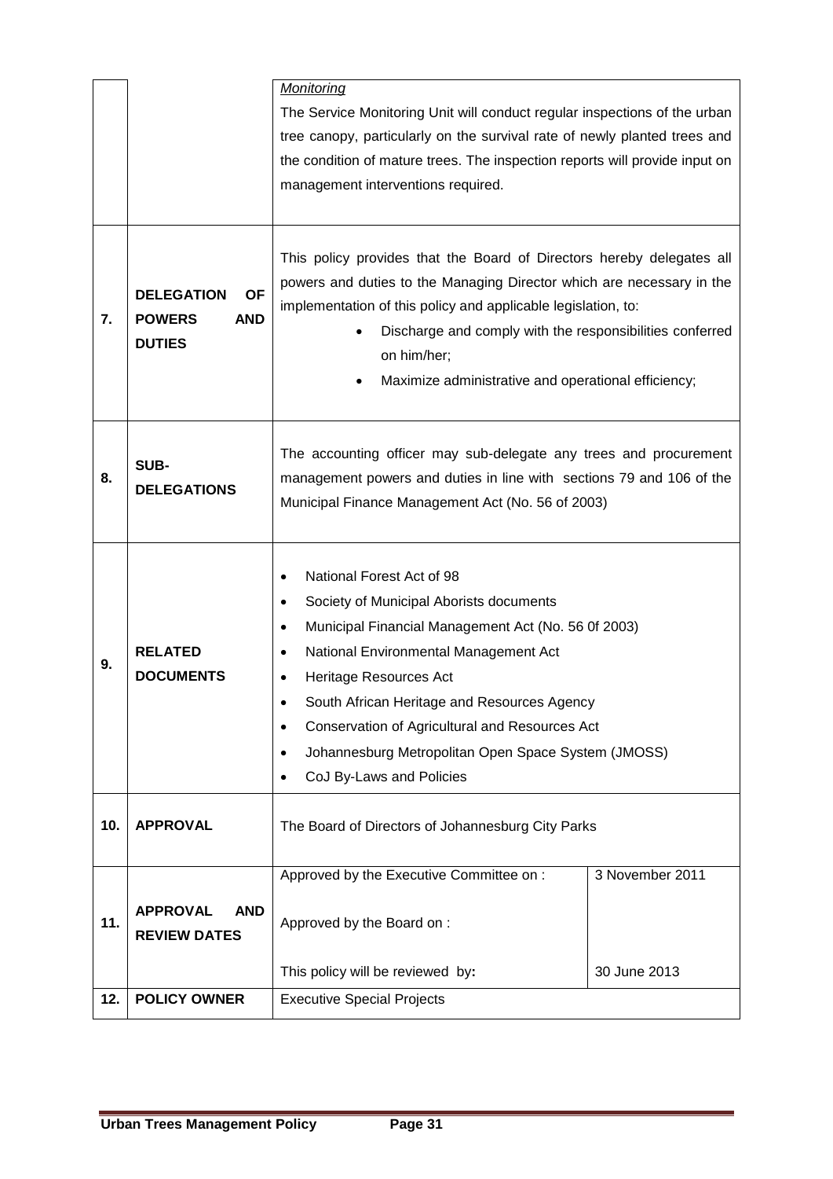| | | | |
|---|---|---|---|
| | | *Monitoring*<br>The Service Monitoring Unit will conduct regular inspections of the urban tree canopy, particularly on the survival rate of newly planted trees and the condition of mature trees. The inspection reports will provide input on management interventions required. | |
| **7.** | **DELEGATION OF POWERS AND DUTIES** | This policy provides that the Board of Directors hereby delegates all powers and duties to the Managing Director which are necessary in the implementation of this policy and applicable legislation, to:<br>• Discharge and comply with the responsibilities conferred on him/her;<br>• Maximize administrative and operational efficiency; | |
| **8.** | **SUB-DELEGATIONS** | The accounting officer may sub-delegate any trees and procurement management powers and duties in line with sections 79 and 106 of the Municipal Finance Management Act (No. 56 of 2003) | |
| **9.** | **RELATED DOCUMENTS** | • National Forest Act of 98<br>• Society of Municipal Aborists documents<br>• Municipal Financial Management Act (No. 56 0f 2003)<br>• National Environmental Management Act<br>• Heritage Resources Act<br>• South African Heritage and Resources Agency<br>• Conservation of Agricultural and Resources Act<br>• Johannesburg Metropolitan Open Space System (JMOSS)<br>• CoJ By-Laws and Policies | |
| **10.** | **APPROVAL** | The Board of Directors of Johannesburg City Parks | |
| **11.** | **APPROVAL AND REVIEW DATES** | Approved by the Executive Committee on : | 3 November 2011 |
| | | Approved by the Board on : | |
| | | This policy will be reviewed by**:** | 30 June 2013 |
| **12.** | **POLICY OWNER** | Executive Special Projects | |